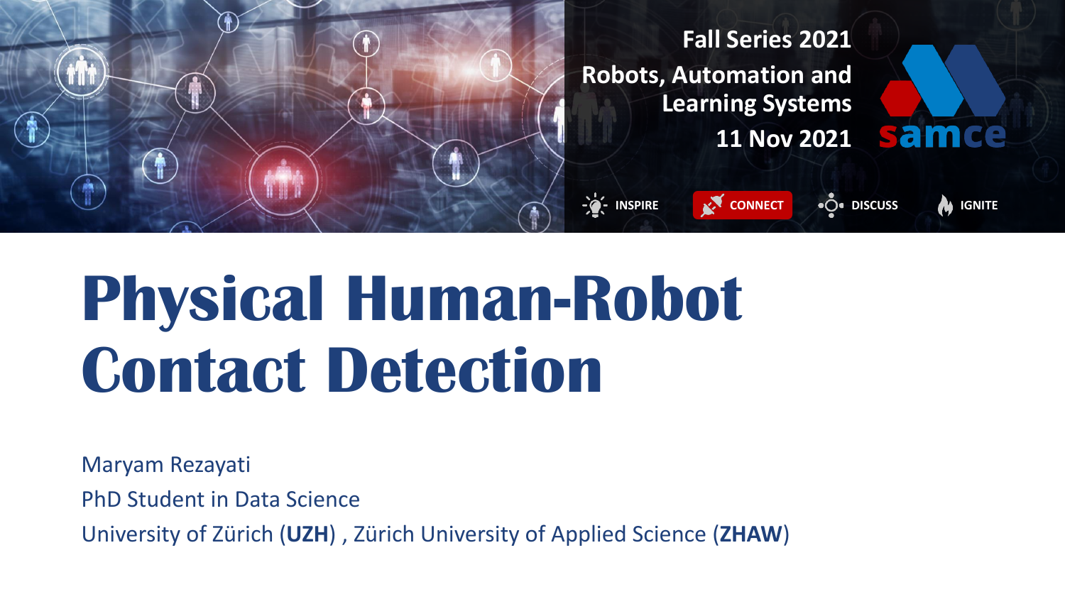Fall Series 2021

Robots, Automation and Learning Systems

11 Nov 2021

samce

INSPIRE CONNECT DISCUSS IGNITE

# Physical Human-Robot Contact Detection

Maryam Rezayati

PhD Student in Data Science

University of Zürich (**UZH**) , Zürich University of Applied Science (**ZHAW**)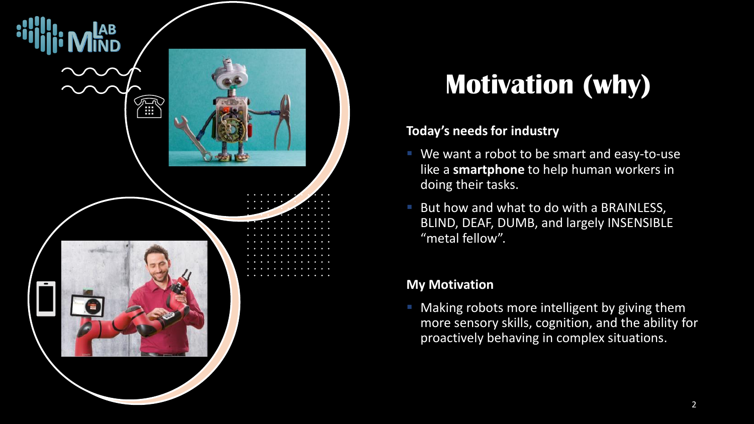# Motivation (why)

### Today's needs for industry

- We want a robot to be smart and easy-to-use like a **smartphone** to help human workers in doing their tasks.
- But how and what to do with a BRAINLESS, BLIND, DEAF, DUMB, and largely INSENSIBLE "metal fellow".

### My Motivation

- Making robots more intelligent by giving them more sensory skills, cognition, and the ability for proactively behaving in complex situations.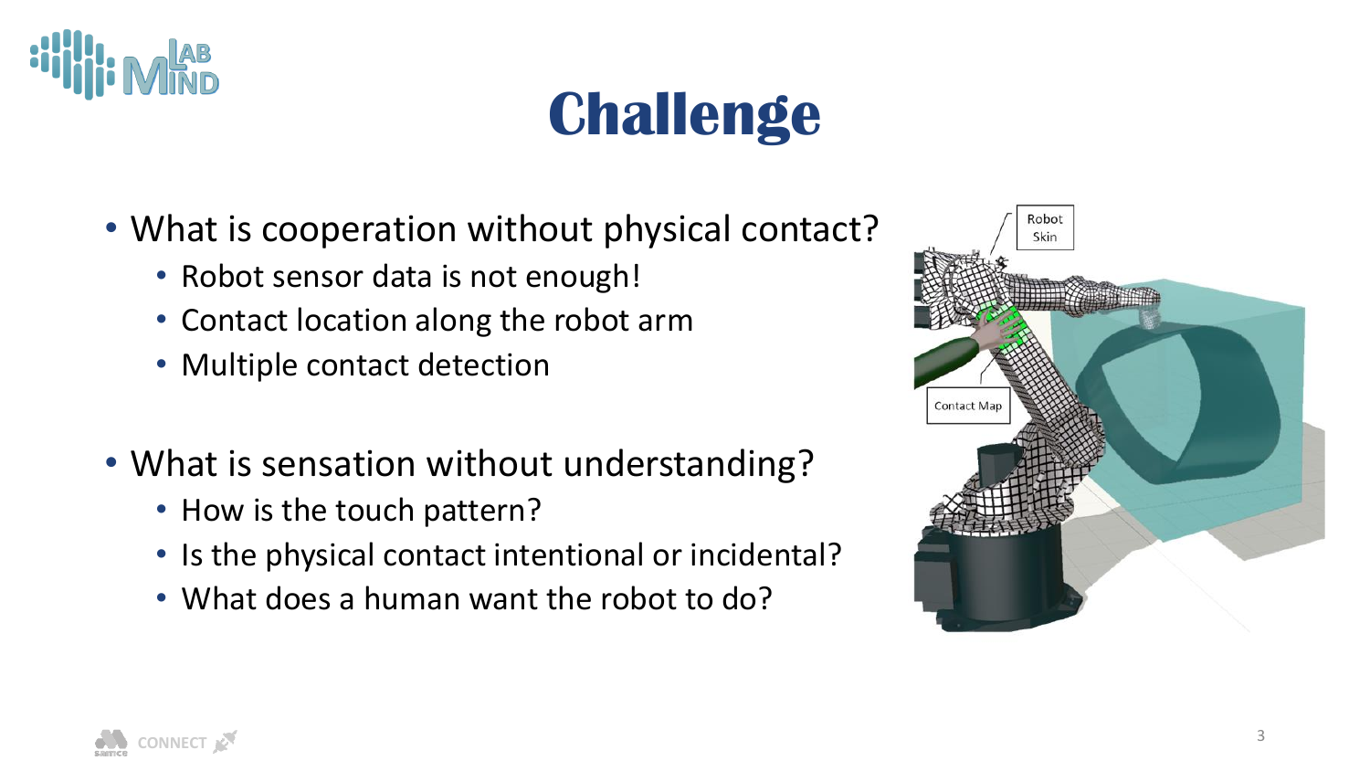# Challenge

- What is cooperation without physical contact?
  - Robot sensor data is not enough!
  - Contact location along the robot arm
  - Multiple contact detection

- What is sensation without understanding?
  - How is the touch pattern?
  - Is the physical contact intentional or incidental?
  - What does a human want the robot to do?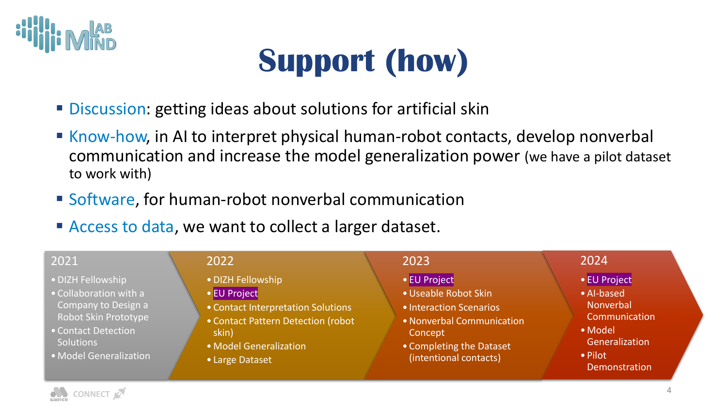# Support (how)

- Discussion: getting ideas about solutions for artificial skin
- Know-how, in AI to interpret physical human-robot contacts, develop nonverbal communication and increase the model generalization power (we have a pilot dataset to work with)
- Software, for human-robot nonverbal communication
- Access to data, we want to collect a larger dataset.

**2021**

- DIZH Fellowship
- Collaboration with a Company to Design a Robot Skin Prototype
- Contact Detection Solutions
- Model Generalization

**2022**

- DIZH Fellowship
- EU Project
- Contact Interpretation Solutions
- Contact Pattern Detection (robot skin)
- Model Generalization
- Large Dataset

**2023**

- EU Project
- Useable Robot Skin
- Interaction Scenarios
- Nonverbal Communication Concept
- Completing the Dataset (intentional contacts)

**2024**

- EU Project
- AI-based Nonverbal Communication
- Model Generalization
- Pilot Demonstration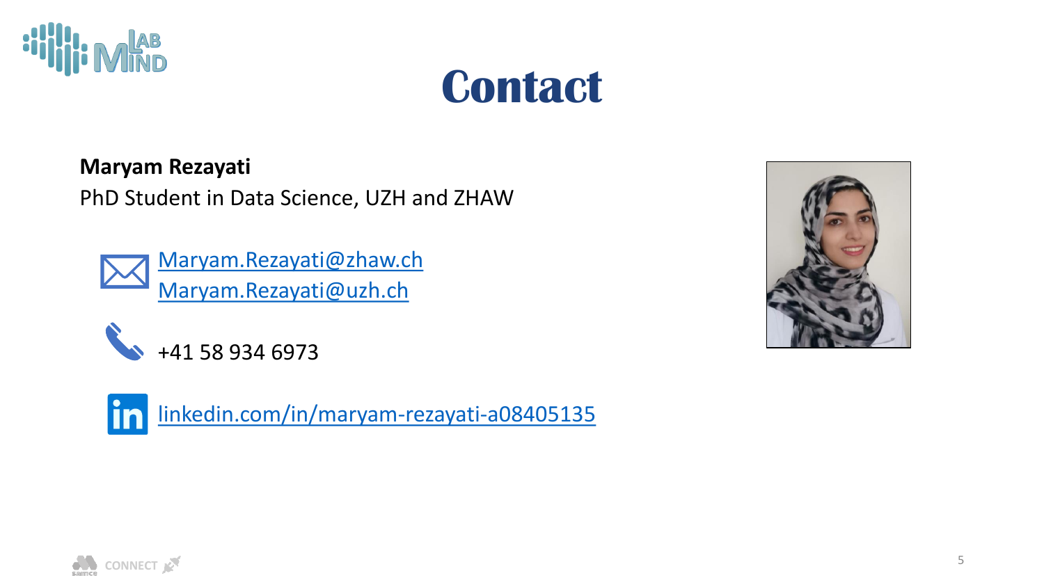# Contact

**Maryam Rezayati**

PhD Student in Data Science, UZH and ZHAW

Maryam.Rezayati@zhaw.ch
Maryam.Rezayati@uzh.ch

+41 58 934 6973

linkedin.com/in/maryam-rezayati-a08405135